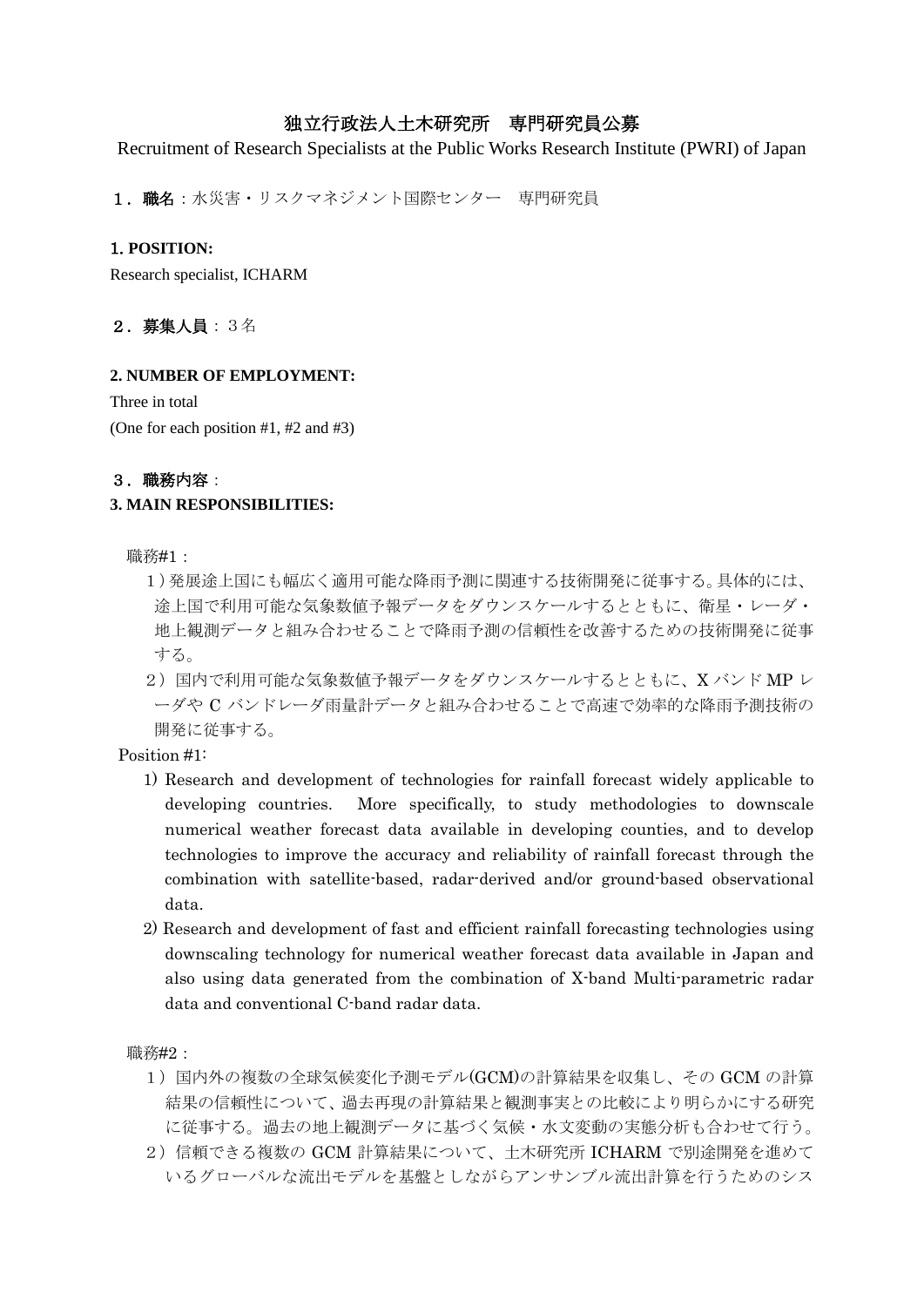# 独立行政法人土木研究所　専門研究員公募

Recruitment of Research Specialists at the Public Works Research Institute (PWRI) of Japan

**１．職名**：水災害・リスクマネジメント国際センター　専門研究員

**1. POSITION:**

Research specialist, ICHARM

**２．募集人員**：３名

**2. NUMBER OF EMPLOYMENT:**

Three in total

(One for each position #1, #2 and #3)

**３．職務内容**：

**3. MAIN RESPONSIBILITIES:**

職務#1：

１）発展途上国にも幅広く適用可能な降雨予測に関連する技術開発に従事する。具体的には、途上国で利用可能な気象数値予報データをダウンスケールするとともに、衛星・レーダ・地上観測データと組み合わせることで降雨予測の信頼性を改善するための技術開発に従事する。

２）国内で利用可能な気象数値予報データをダウンスケールするとともに、X バンド MP レーダや C バンドレーダ雨量計データと組み合わせることで高速で効率的な降雨予測技術の開発に従事する。

Position #1:

1) Research and development of technologies for rainfall forecast widely applicable to developing countries. More specifically, to study methodologies to downscale numerical weather forecast data available in developing counties, and to develop technologies to improve the accuracy and reliability of rainfall forecast through the combination with satellite-based, radar-derived and/or ground-based observational data.

2) Research and development of fast and efficient rainfall forecasting technologies using downscaling technology for numerical weather forecast data available in Japan and also using data generated from the combination of X-band Multi-parametric radar data and conventional C-band radar data.

職務#2：

１）国内外の複数の全球気候変化予測モデル(GCM)の計算結果を収集し、その GCM の計算結果の信頼性について、過去再現の計算結果と観測事実との比較により明らかにする研究に従事する。過去の地上観測データに基づく気候・水文変動の実態分析も合わせて行う。

２）信頼できる複数の GCM 計算結果について、土木研究所 ICHARM で別途開発を進めているグローバルな流出モデルを基盤としながらアンサンブル流出計算を行うためのシス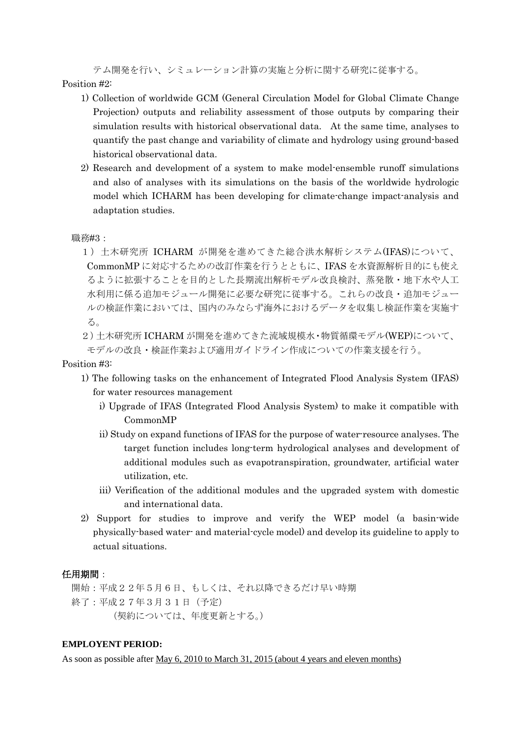テム開発を行い、シミュレーション計算の実施と分析に関する研究に従事する。

Position #2:

1) Collection of worldwide GCM (General Circulation Model for Global Climate Change Projection) outputs and reliability assessment of those outputs by comparing their simulation results with historical observational data. At the same time, analyses to quantify the past change and variability of climate and hydrology using ground-based historical observational data.
2) Research and development of a system to make model-ensemble runoff simulations and also of analyses with its simulations on the basis of the worldwide hydrologic model which ICHARM has been developing for climate-change impact-analysis and adaptation studies.

職務#3：

１）土木研究所 ICHARM が開発を進めてきた総合洪水解析システム(IFAS)について、CommonMP に対応するための改訂作業を行うとともに、IFAS を水資源解析目的にも使えるように拡張することを目的とした長期流出解析モデル改良検討、蒸発散・地下水や人工水利用に係る追加モジュール開発に必要な研究に従事する。これらの改良・追加モジュールの検証作業においては、国内のみならず海外におけるデータを収集し検証作業を実施する。

２）土木研究所 ICHARM が開発を進めてきた流域規模水・物質循環モデル(WEP)について、モデルの改良・検証作業および適用ガイドライン作成についての作業支援を行う。

Position #3:

1) The following tasks on the enhancement of Integrated Flood Analysis System (IFAS) for water resources management
   i) Upgrade of IFAS (Integrated Flood Analysis System) to make it compatible with CommonMP
   ii) Study on expand functions of IFAS for the purpose of water-resource analyses. The target function includes long-term hydrological analyses and development of additional modules such as evapotranspiration, groundwater, artificial water utilization, etc.
   iii) Verification of the additional modules and the upgraded system with domestic and international data.
2) Support for studies to improve and verify the WEP model (a basin-wide physically-based water- and material-cycle model) and develop its guideline to apply to actual situations.

**任用期間**：

開始：平成２２年５月６日、もしくは、それ以降できるだけ早い時期

終了：平成２７年３月３１日（予定）

（契約については、年度更新とする。）

**EMPLOYENT PERIOD:**

As soon as possible after <u>May 6, 2010 to March 31, 2015 (about 4 years and eleven months)</u>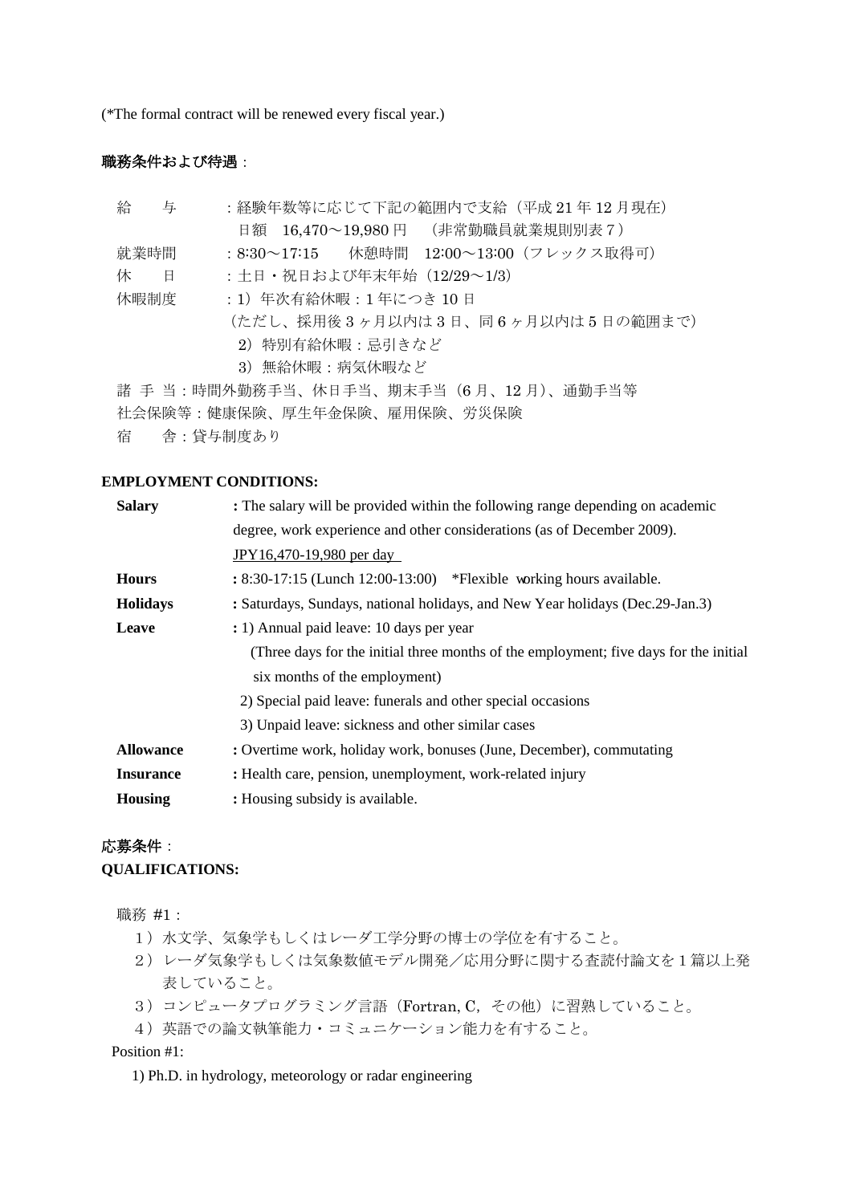(*The formal contract will be renewed every fiscal year.)

**職務条件および待遇**：

給　　与　　：経験年数等に応じて下記の範囲内で支給（平成 21 年 12 月現在）
　　　　　　日額　16,470～19,980 円　（非常勤職員就業規則別表７）
就業時間　　：8:30～17:15　　休憩時間　12:00～13:00（フレックス取得可）
休　　日　　：土日・祝日および年末年始（12/29～1/3）
休暇制度　　：1）年次有給休暇：1 年につき 10 日
　　　　　　（ただし、採用後 3 ヶ月以内は 3 日、同 6 ヶ月以内は 5 日の範囲まで）
　　　　　　2）特別有給休暇：忌引きなど
　　　　　　3）無給休暇：病気休暇など
諸 手 当：時間外勤務手当、休日手当、期末手当（6 月、12 月）、通勤手当等
社会保険等：健康保険、厚生年金保険、雇用保険、労災保険
宿　　舎：貸与制度あり

**EMPLOYMENT CONDITIONS:**

**Salary** : The salary will be provided within the following range depending on academic degree, work experience and other considerations (as of December 2009).
JPY16,470-19,980 per day

**Hours** : 8:30-17:15 (Lunch 12:00-13:00) *Flexible working hours available.

**Holidays** : Saturdays, Sundays, national holidays, and New Year holidays (Dec.29-Jan.3)

**Leave** : 1) Annual paid leave: 10 days per year
(Three days for the initial three months of the employment; five days for the initial six months of the employment)
2) Special paid leave: funerals and other special occasions
3) Unpaid leave: sickness and other similar cases

**Allowance** : Overtime work, holiday work, bonuses (June, December), commutating

**Insurance** : Health care, pension, unemployment, work-related injury

**Housing** : Housing subsidy is available.

**応募条件**：
**QUALIFICATIONS:**

職務 #1：

1）水文学、気象学もしくはレーダ工学分野の博士の学位を有すること。
2）レーダ気象学もしくは気象数値モデル開発／応用分野に関する査読付論文を 1 篇以上発表していること。
3）コンピュータプログラミング言語（Fortran, C，その他）に習熟していること。
4）英語での論文執筆能力・コミュニケーション能力を有すること。

Position #1:

1) Ph.D. in hydrology, meteorology or radar engineering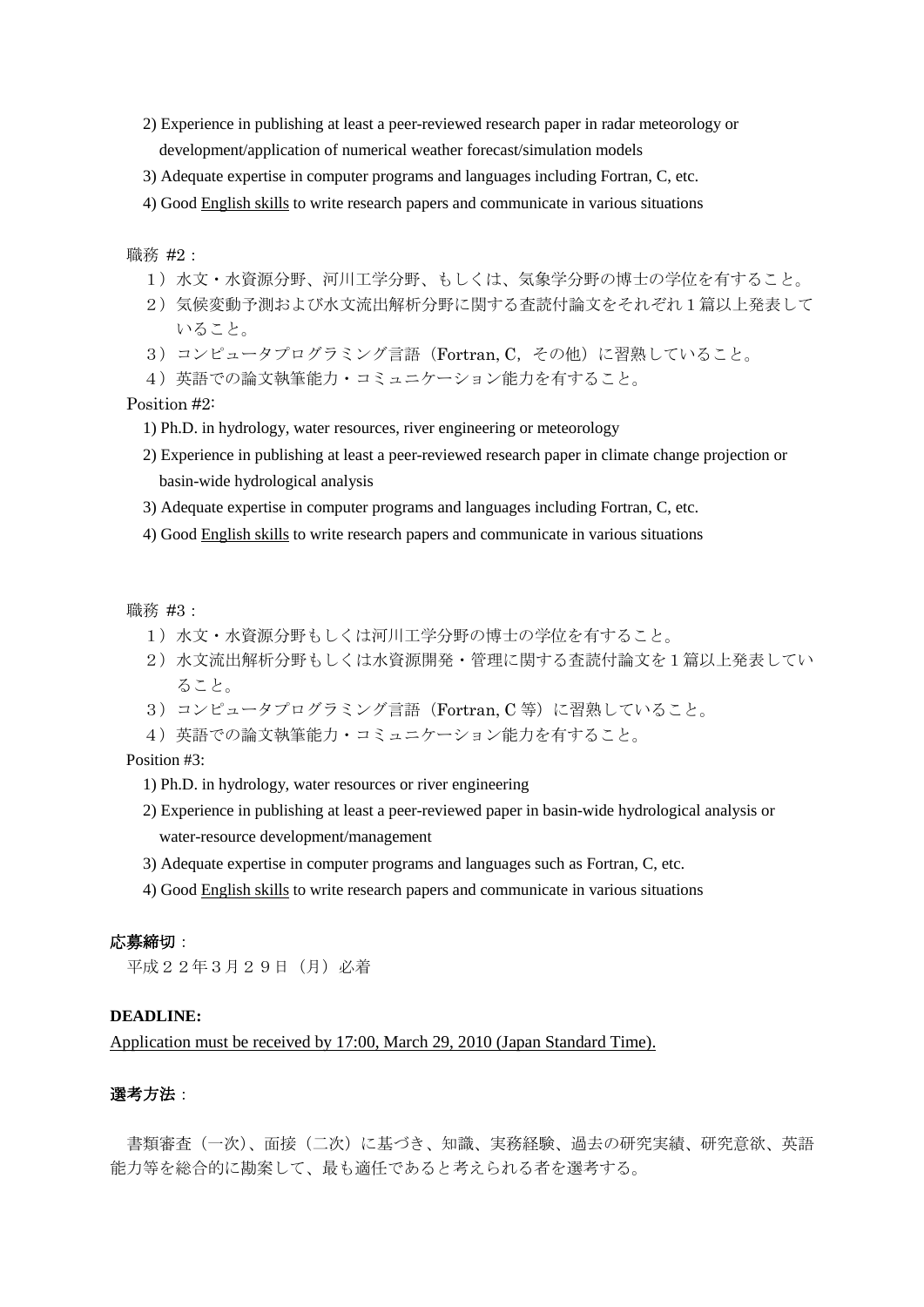2) Experience in publishing at least a peer-reviewed research paper in radar meteorology or development/application of numerical weather forecast/simulation models

3) Adequate expertise in computer programs and languages including Fortran, C, etc.

4) Good English skills to write research papers and communicate in various situations

職務 #2：

１）水文・水資源分野、河川工学分野、もしくは、気象学分野の博士の学位を有すること。

２）気候変動予測および水文流出解析分野に関する査読付論文をそれぞれ１篇以上発表していること。

３）コンピュータプログラミング言語（Fortran, C，その他）に習熟していること。

４）英語での論文執筆能力・コミュニケーション能力を有すること。

Position #2:

1) Ph.D. in hydrology, water resources, river engineering or meteorology

2) Experience in publishing at least a peer-reviewed research paper in climate change projection or basin-wide hydrological analysis

3) Adequate expertise in computer programs and languages including Fortran, C, etc.

4) Good English skills to write research papers and communicate in various situations

職務 #3：

１）水文・水資源分野もしくは河川工学分野の博士の学位を有すること。

２）水文流出解析分野もしくは水資源開発・管理に関する査読付論文を１篇以上発表していること。

３）コンピュータプログラミング言語（Fortran, C 等）に習熟していること。

４）英語での論文執筆能力・コミュニケーション能力を有すること。

Position #3:

1) Ph.D. in hydrology, water resources or river engineering

2) Experience in publishing at least a peer-reviewed paper in basin-wide hydrological analysis or water-resource development/management

3) Adequate expertise in computer programs and languages such as Fortran, C, etc.

4) Good English skills to write research papers and communicate in various situations

**応募締切**：

平成２２年３月２９日（月）必着

**DEADLINE:**

Application must be received by 17:00, March 29, 2010 (Japan Standard Time).

**選考方法**：

書類審査（一次）、面接（二次）に基づき、知識、実務経験、過去の研究実績、研究意欲、英語能力等を総合的に勘案して、最も適任であると考えられる者を選考する。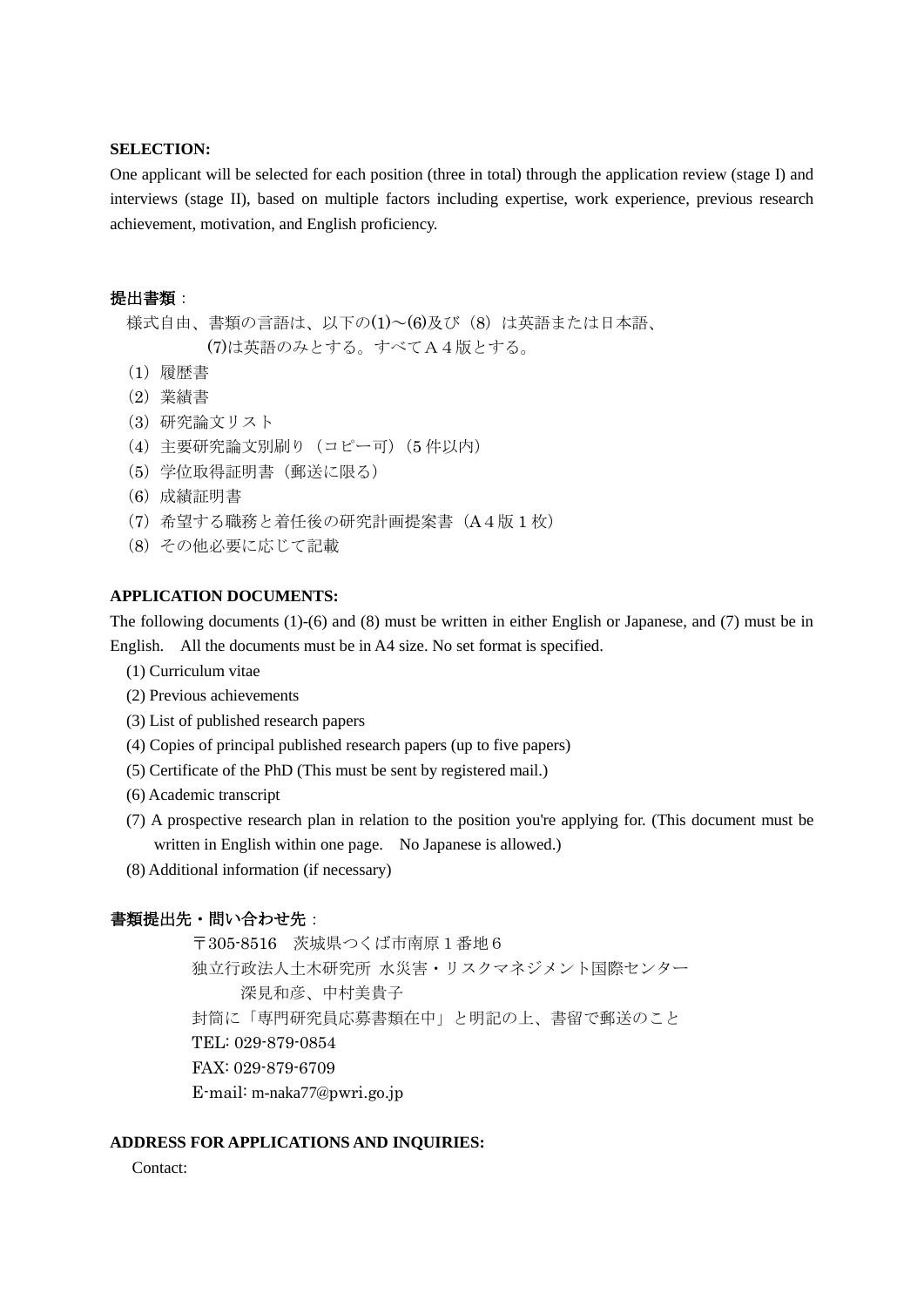**SELECTION:**

One applicant will be selected for each position (three in total) through the application review (stage I) and interviews (stage II), based on multiple factors including expertise, work experience, previous research achievement, motivation, and English proficiency.

**提出書類**：

様式自由、書類の言語は、以下の(1)～(6)及び（8）は英語または日本語、(7)は英語のみとする。すべてＡ４版とする。

（1）履歴書
（2）業績書
（3）研究論文リスト
（4）主要研究論文別刷り（コピー可）（5 件以内）
（5）学位取得証明書（郵送に限る）
（6）成績証明書
（7）希望する職務と着任後の研究計画提案書（A４版 1 枚）
（8）その他必要に応じて記載

**APPLICATION DOCUMENTS:**

The following documents (1)-(6) and (8) must be written in either English or Japanese, and (7) must be in English.  All the documents must be in A4 size. No set format is specified.

(1) Curriculum vitae
(2) Previous achievements
(3) List of published research papers
(4) Copies of principal published research papers (up to five papers)
(5) Certificate of the PhD (This must be sent by registered mail.)
(6) Academic transcript
(7) A prospective research plan in relation to the position you're applying for. (This document must be written in English within one page.  No Japanese is allowed.)
(8) Additional information (if necessary)

**書類提出先・問い合わせ先**：

〒305-8516　茨城県つくば市南原１番地６
独立行政法人土木研究所 水災害・リスクマネジメント国際センター
深見和彦、中村美貴子
封筒に「専門研究員応募書類在中」と明記の上、書留で郵送のこと
TEL: 029-879-0854
FAX: 029-879-6709
E-mail: m-naka77@pwri.go.jp

**ADDRESS FOR APPLICATIONS AND INQUIRIES:**

Contact: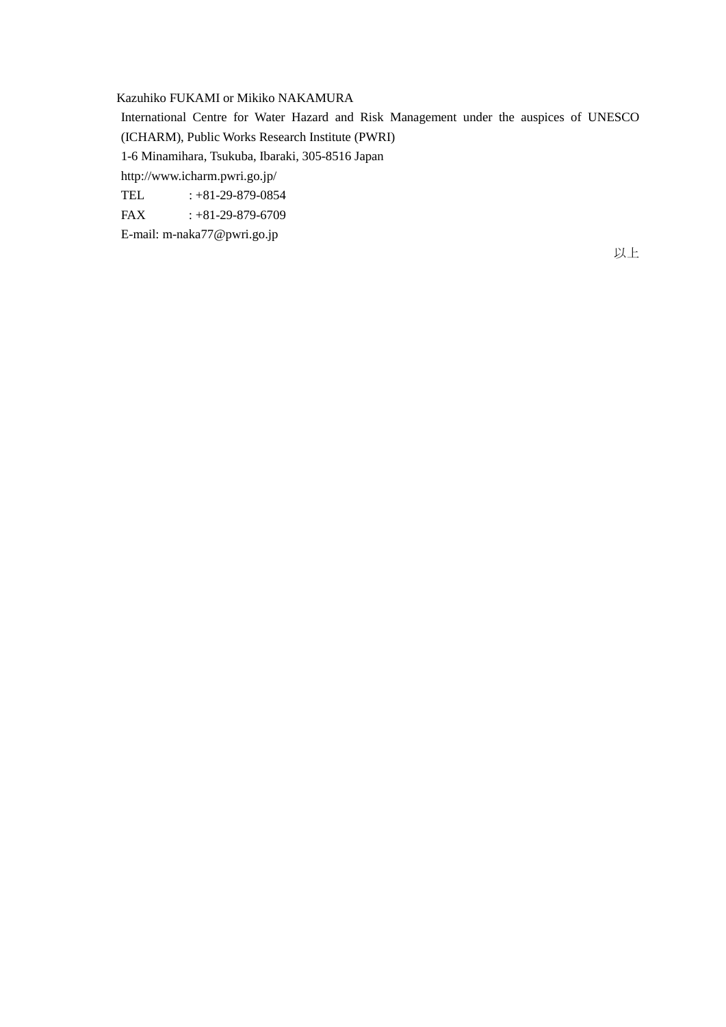Kazuhiko FUKAMI or Mikiko NAKAMURA

International Centre for Water Hazard and Risk Management under the auspices of UNESCO (ICHARM), Public Works Research Institute (PWRI)

1-6 Minamihara, Tsukuba, Ibaraki, 305-8516 Japan

http://www.icharm.pwri.go.jp/

TEL : +81-29-879-0854

FAX : +81-29-879-6709

E-mail: m-naka77@pwri.go.jp

以上